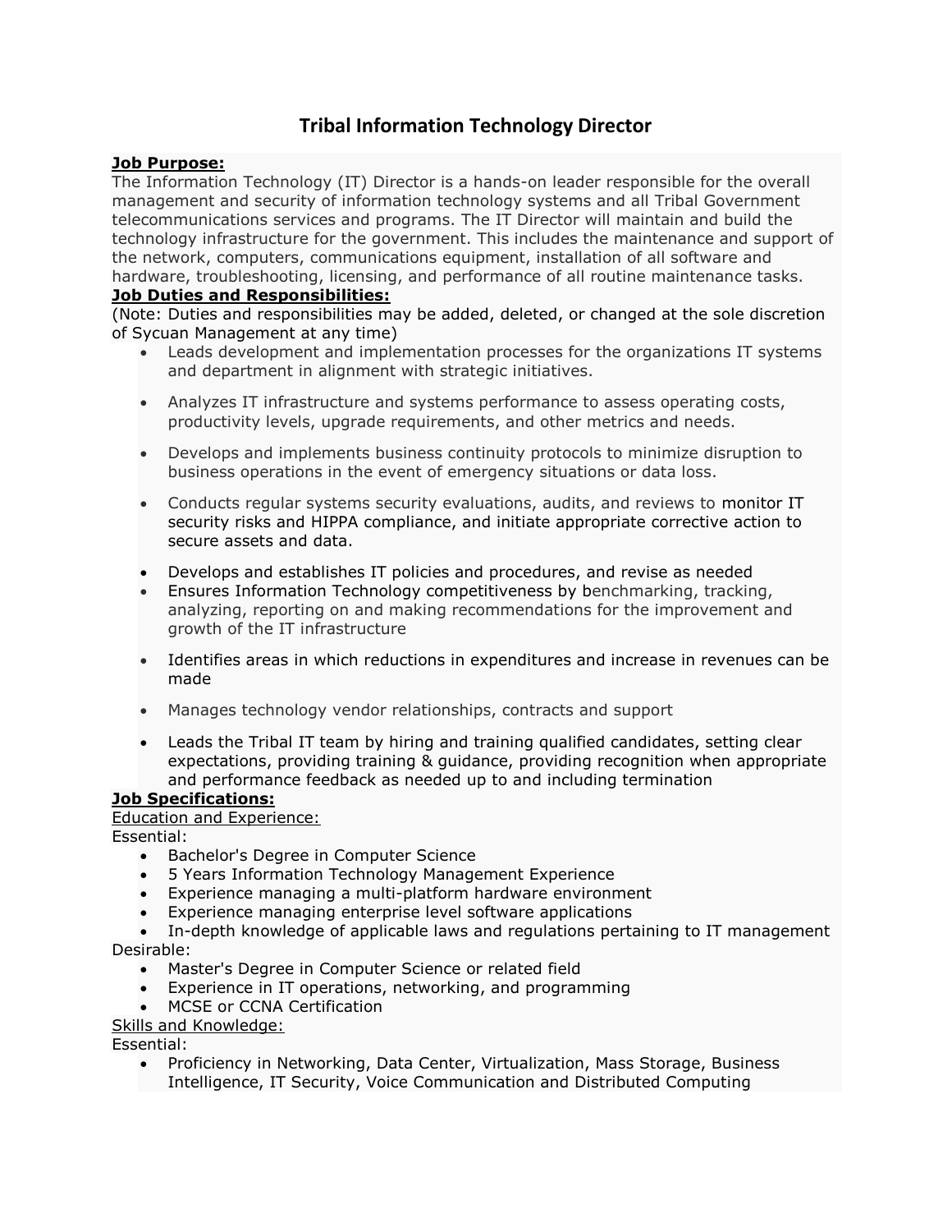// Tribal Information Technology Director

**Job Purpose:**
The Information Technology (IT) Director is a hands-on leader responsible for the overall management and security of information technology systems and all Tribal Government telecommunications services and programs. The IT Director will maintain and build the technology infrastructure for the government. This includes the maintenance and support of the network, computers, communications equipment, installation of all software and hardware, troubleshooting, licensing, and performance of all routine maintenance tasks.

**Job Duties and Responsibilities:**
(Note: Duties and responsibilities may be added, deleted, or changed at the sole discretion of Sycuan Management at any time)

- Leads development and implementation processes for the organizations IT systems and department in alignment with strategic initiatives.
- Analyzes IT infrastructure and systems performance to assess operating costs, productivity levels, upgrade requirements, and other metrics and needs.
- Develops and implements business continuity protocols to minimize disruption to business operations in the event of emergency situations or data loss.
- Conducts regular systems security evaluations, audits, and reviews to monitor IT security risks and HIPPA compliance, and initiate appropriate corrective action to secure assets and data.
- Develops and establishes IT policies and procedures, and revise as needed
- Ensures Information Technology competitiveness by benchmarking, tracking, analyzing, reporting on and making recommendations for the improvement and growth of the IT infrastructure
- Identifies areas in which reductions in expenditures and increase in revenues can be made
- Manages technology vendor relationships, contracts and support
- Leads the Tribal IT team by hiring and training qualified candidates, setting clear expectations, providing training & guidance, providing recognition when appropriate and performance feedback as needed up to and including termination

**Job Specifications:**

Education and Experience:

Essential:

- Bachelor's Degree in Computer Science
- 5 Years Information Technology Management Experience
- Experience managing a multi-platform hardware environment
- Experience managing enterprise level software applications
- In-depth knowledge of applicable laws and regulations pertaining to IT management

Desirable:

- Master's Degree in Computer Science or related field
- Experience in IT operations, networking, and programming
- MCSE or CCNA Certification

Skills and Knowledge:

Essential:

- Proficiency in Networking, Data Center, Virtualization, Mass Storage, Business Intelligence, IT Security, Voice Communication and Distributed Computing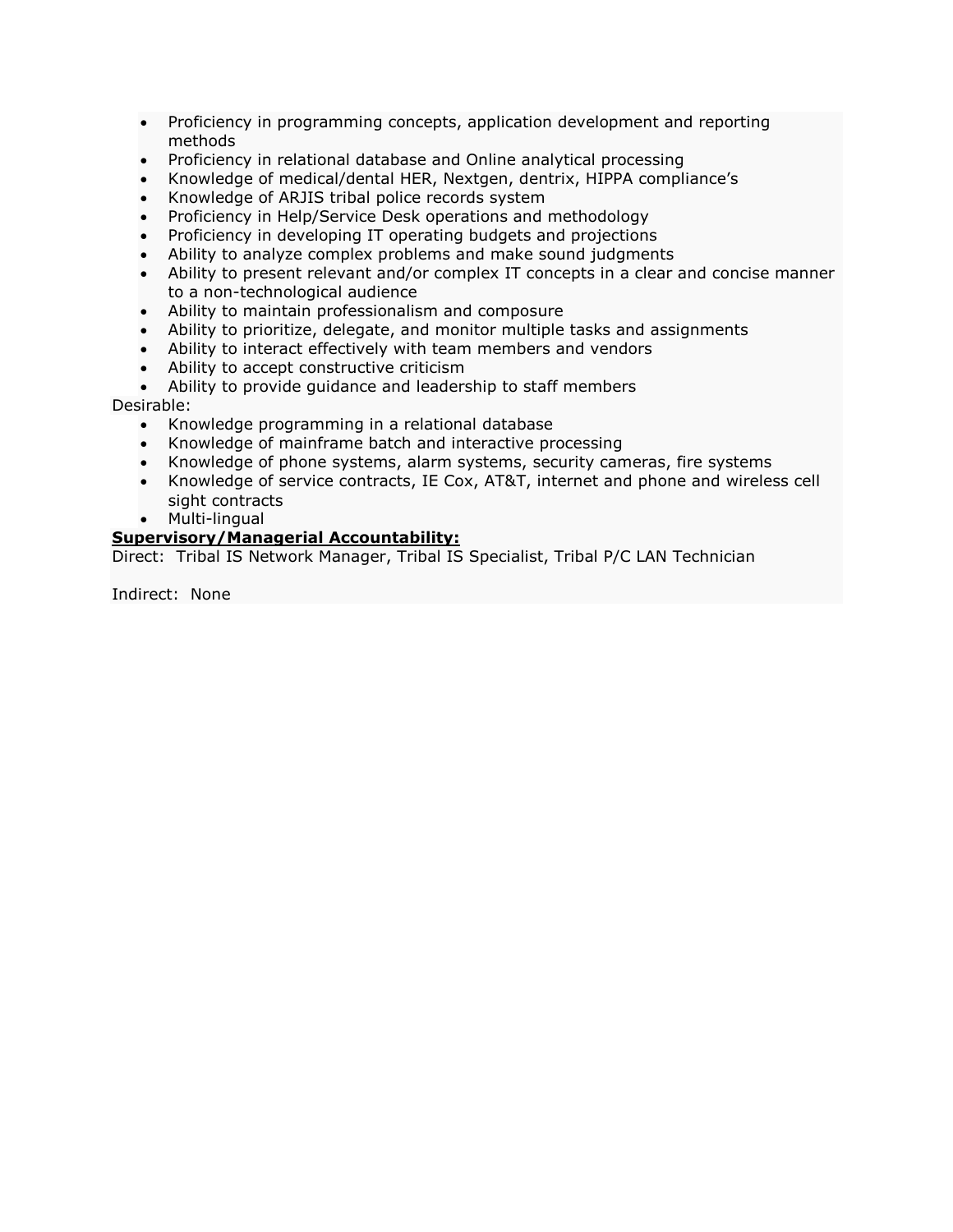- Proficiency in programming concepts, application development and reporting methods
- Proficiency in relational database and Online analytical processing
- Knowledge of medical/dental HER, Nextgen, dentrix, HIPPA compliance's
- Knowledge of ARJIS tribal police records system
- Proficiency in Help/Service Desk operations and methodology
- Proficiency in developing IT operating budgets and projections
- Ability to analyze complex problems and make sound judgments
- Ability to present relevant and/or complex IT concepts in a clear and concise manner to a non-technological audience
- Ability to maintain professionalism and composure
- Ability to prioritize, delegate, and monitor multiple tasks and assignments
- Ability to interact effectively with team members and vendors
- Ability to accept constructive criticism
- Ability to provide guidance and leadership to staff members

Desirable:

- Knowledge programming in a relational database
- Knowledge of mainframe batch and interactive processing
- Knowledge of phone systems, alarm systems, security cameras, fire systems
- Knowledge of service contracts, IE Cox, AT&T, internet and phone and wireless cell sight contracts
- Multi-lingual

**Supervisory/Managerial Accountability:**

Direct: Tribal IS Network Manager, Tribal IS Specialist, Tribal P/C LAN Technician

Indirect: None